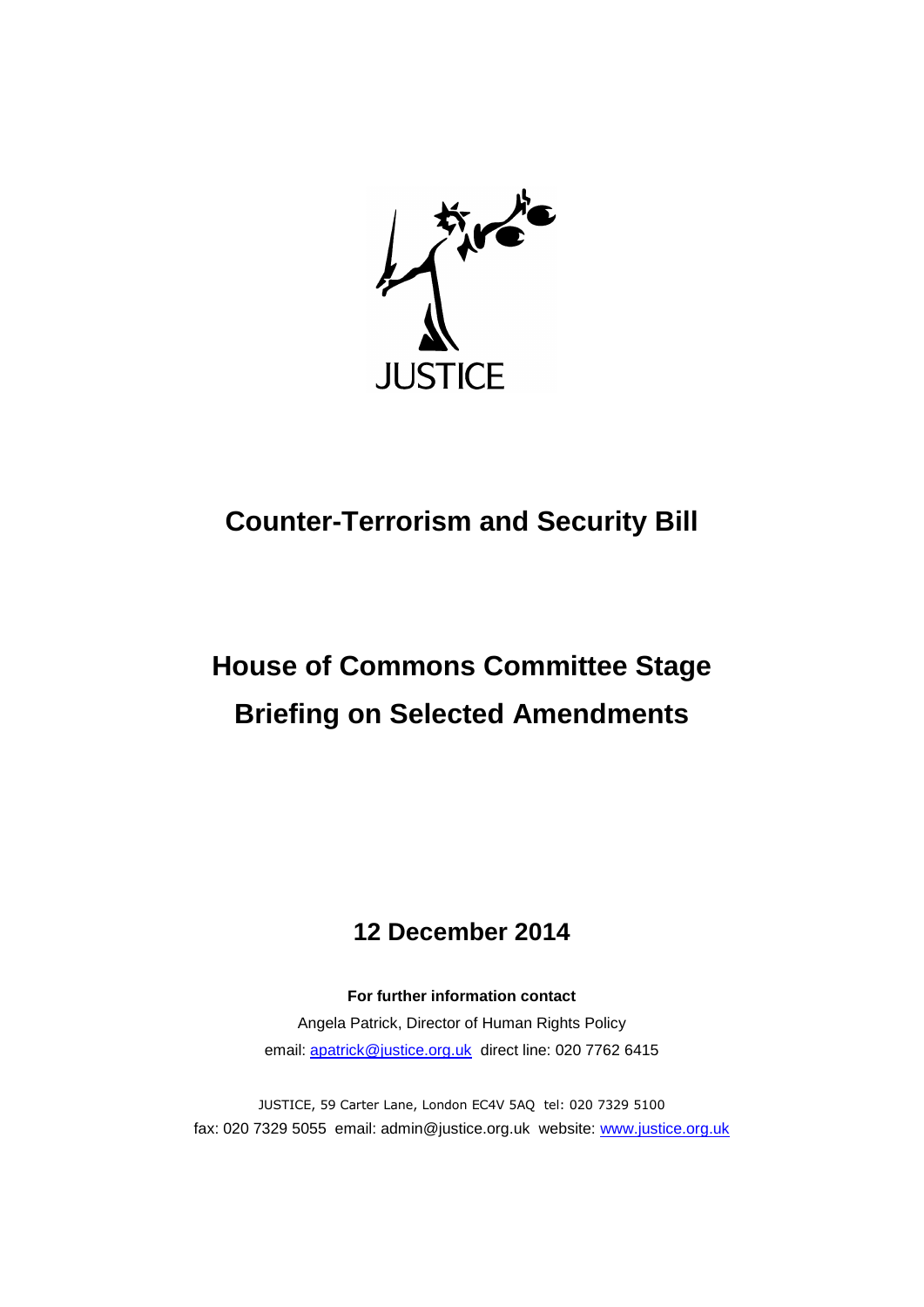JUSTICE

# Counter-Terrorism and Security Bill

# House of Commons Committee Stage

# Briefing on Selected Amendments

## 12 December 2014

**For further information contact**

Angela Patrick, Director of Human Rights Policy

email: apatrick@justice.org.uk direct line: 020 7762 6415

JUSTICE, 59 Carter Lane, London EC4V 5AQ tel: 020 7329 5100

fax: 020 7329 5055 email: admin@justice.org.uk website: www.justice.org.uk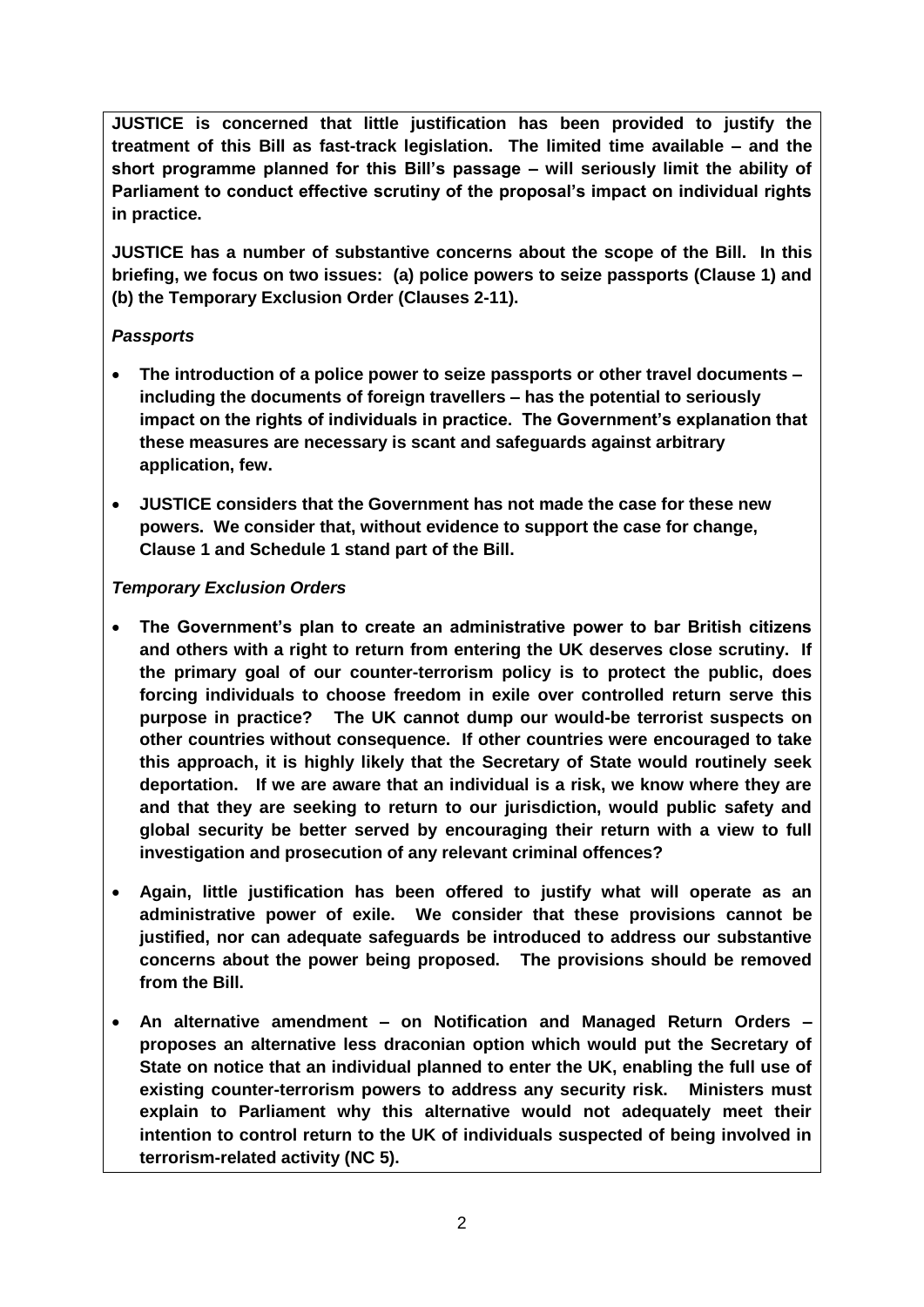**JUSTICE is concerned that little justification has been provided to justify the treatment of this Bill as fast-track legislation. The limited time available – and the short programme planned for this Bill's passage – will seriously limit the ability of Parliament to conduct effective scrutiny of the proposal's impact on individual rights in practice.**

**JUSTICE has a number of substantive concerns about the scope of the Bill. In this briefing, we focus on two issues: (a) police powers to seize passports (Clause 1) and (b) the Temporary Exclusion Order (Clauses 2-11).**

***Passports***

- **The introduction of a police power to seize passports or other travel documents – including the documents of foreign travellers – has the potential to seriously impact on the rights of individuals in practice. The Government's explanation that these measures are necessary is scant and safeguards against arbitrary application, few.**
- **JUSTICE considers that the Government has not made the case for these new powers. We consider that, without evidence to support the case for change, Clause 1 and Schedule 1 stand part of the Bill.**

***Temporary Exclusion Orders***

- **The Government's plan to create an administrative power to bar British citizens and others with a right to return from entering the UK deserves close scrutiny. If the primary goal of our counter-terrorism policy is to protect the public, does forcing individuals to choose freedom in exile over controlled return serve this purpose in practice? The UK cannot dump our would-be terrorist suspects on other countries without consequence. If other countries were encouraged to take this approach, it is highly likely that the Secretary of State would routinely seek deportation. If we are aware that an individual is a risk, we know where they are and that they are seeking to return to our jurisdiction, would public safety and global security be better served by encouraging their return with a view to full investigation and prosecution of any relevant criminal offences?**
- **Again, little justification has been offered to justify what will operate as an administrative power of exile. We consider that these provisions cannot be justified, nor can adequate safeguards be introduced to address our substantive concerns about the power being proposed. The provisions should be removed from the Bill.**
- **An alternative amendment – on Notification and Managed Return Orders – proposes an alternative less draconian option which would put the Secretary of State on notice that an individual planned to enter the UK, enabling the full use of existing counter-terrorism powers to address any security risk. Ministers must explain to Parliament why this alternative would not adequately meet their intention to control return to the UK of individuals suspected of being involved in terrorism-related activity (NC 5).**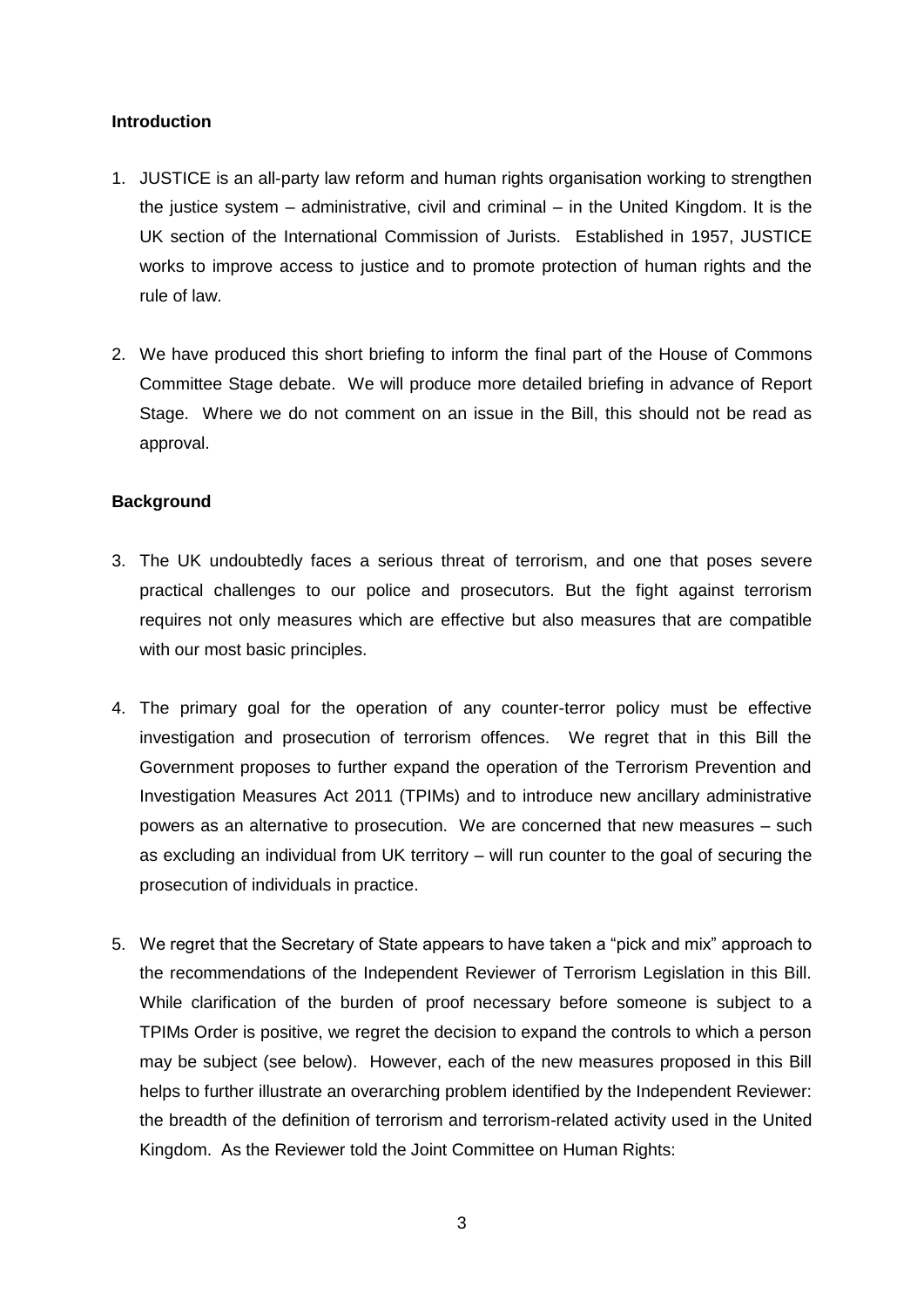**Introduction**

1. JUSTICE is an all-party law reform and human rights organisation working to strengthen the justice system – administrative, civil and criminal – in the United Kingdom. It is the UK section of the International Commission of Jurists. Established in 1957, JUSTICE works to improve access to justice and to promote protection of human rights and the rule of law.

2. We have produced this short briefing to inform the final part of the House of Commons Committee Stage debate. We will produce more detailed briefing in advance of Report Stage. Where we do not comment on an issue in the Bill, this should not be read as approval.

**Background**

3. The UK undoubtedly faces a serious threat of terrorism, and one that poses severe practical challenges to our police and prosecutors. But the fight against terrorism requires not only measures which are effective but also measures that are compatible with our most basic principles.

4. The primary goal for the operation of any counter-terror policy must be effective investigation and prosecution of terrorism offences. We regret that in this Bill the Government proposes to further expand the operation of the Terrorism Prevention and Investigation Measures Act 2011 (TPIMs) and to introduce new ancillary administrative powers as an alternative to prosecution. We are concerned that new measures – such as excluding an individual from UK territory – will run counter to the goal of securing the prosecution of individuals in practice.

5. We regret that the Secretary of State appears to have taken a "pick and mix" approach to the recommendations of the Independent Reviewer of Terrorism Legislation in this Bill. While clarification of the burden of proof necessary before someone is subject to a TPIMs Order is positive, we regret the decision to expand the controls to which a person may be subject (see below). However, each of the new measures proposed in this Bill helps to further illustrate an overarching problem identified by the Independent Reviewer: the breadth of the definition of terrorism and terrorism-related activity used in the United Kingdom. As the Reviewer told the Joint Committee on Human Rights: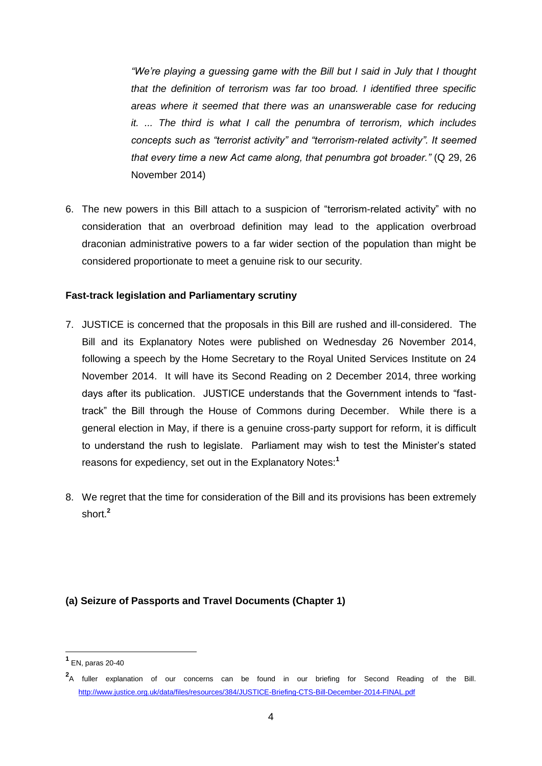> *"We're playing a guessing game with the Bill but I said in July that I thought that the definition of terrorism was far too broad. I identified three specific areas where it seemed that there was an unanswerable case for reducing it. ... The third is what I call the penumbra of terrorism, which includes concepts such as "terrorist activity" and "terrorism-related activity". It seemed that every time a new Act came along, that penumbra got broader."* (Q 29, 26 November 2014)

6. The new powers in this Bill attach to a suspicion of "terrorism-related activity" with no consideration that an overbroad definition may lead to the application overbroad draconian administrative powers to a far wider section of the population than might be considered proportionate to meet a genuine risk to our security.

**Fast-track legislation and Parliamentary scrutiny**

7. JUSTICE is concerned that the proposals in this Bill are rushed and ill-considered. The Bill and its Explanatory Notes were published on Wednesday 26 November 2014, following a speech by the Home Secretary to the Royal United Services Institute on 24 November 2014. It will have its Second Reading on 2 December 2014, three working days after its publication. JUSTICE understands that the Government intends to "fast-track" the Bill through the House of Commons during December. While there is a general election in May, if there is a genuine cross-party support for reform, it is difficult to understand the rush to legislate. Parliament may wish to test the Minister's stated reasons for expediency, set out in the Explanatory Notes:[1]

8. We regret that the time for consideration of the Bill and its provisions has been extremely short.[2]

**(a) Seizure of Passports and Travel Documents (Chapter 1)**

---

[1] EN, paras 20-40

[2] A fuller explanation of our concerns can be found in our briefing for Second Reading of the Bill. http://www.justice.org.uk/data/files/resources/384/JUSTICE-Briefing-CTS-Bill-December-2014-FINAL.pdf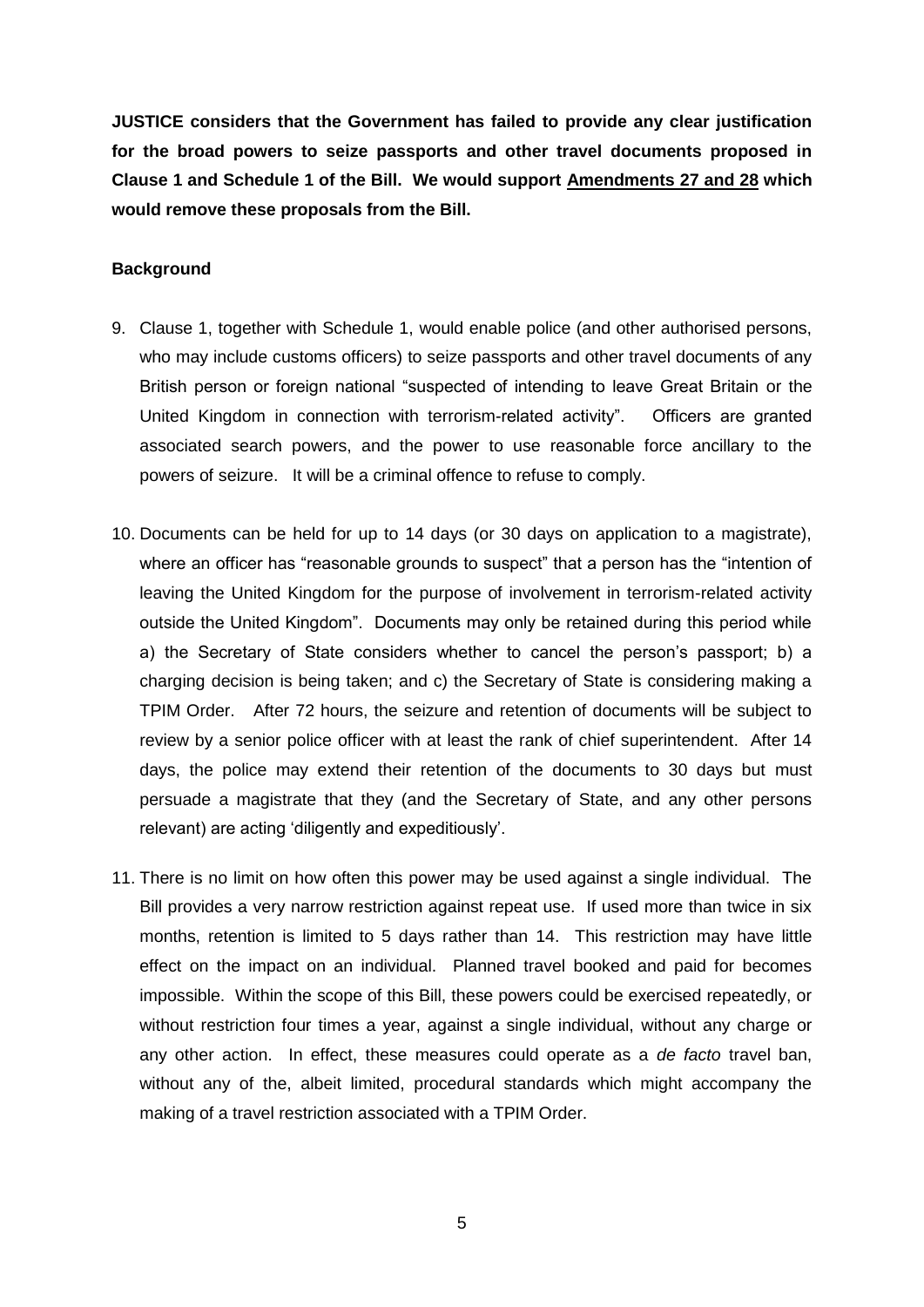**JUSTICE considers that the Government has failed to provide any clear justification for the broad powers to seize passports and other travel documents proposed in Clause 1 and Schedule 1 of the Bill. We would support <u>Amendments 27 and 28</u> which would remove these proposals from the Bill.**

**Background**

9. Clause 1, together with Schedule 1, would enable police (and other authorised persons, who may include customs officers) to seize passports and other travel documents of any British person or foreign national "suspected of intending to leave Great Britain or the United Kingdom in connection with terrorism-related activity". Officers are granted associated search powers, and the power to use reasonable force ancillary to the powers of seizure. It will be a criminal offence to refuse to comply.

10. Documents can be held for up to 14 days (or 30 days on application to a magistrate), where an officer has "reasonable grounds to suspect" that a person has the "intention of leaving the United Kingdom for the purpose of involvement in terrorism-related activity outside the United Kingdom". Documents may only be retained during this period while a) the Secretary of State considers whether to cancel the person's passport; b) a charging decision is being taken; and c) the Secretary of State is considering making a TPIM Order. After 72 hours, the seizure and retention of documents will be subject to review by a senior police officer with at least the rank of chief superintendent. After 14 days, the police may extend their retention of the documents to 30 days but must persuade a magistrate that they (and the Secretary of State, and any other persons relevant) are acting 'diligently and expeditiously'.

11. There is no limit on how often this power may be used against a single individual. The Bill provides a very narrow restriction against repeat use. If used more than twice in six months, retention is limited to 5 days rather than 14. This restriction may have little effect on the impact on an individual. Planned travel booked and paid for becomes impossible. Within the scope of this Bill, these powers could be exercised repeatedly, or without restriction four times a year, against a single individual, without any charge or any other action. In effect, these measures could operate as a *de facto* travel ban, without any of the, albeit limited, procedural standards which might accompany the making of a travel restriction associated with a TPIM Order.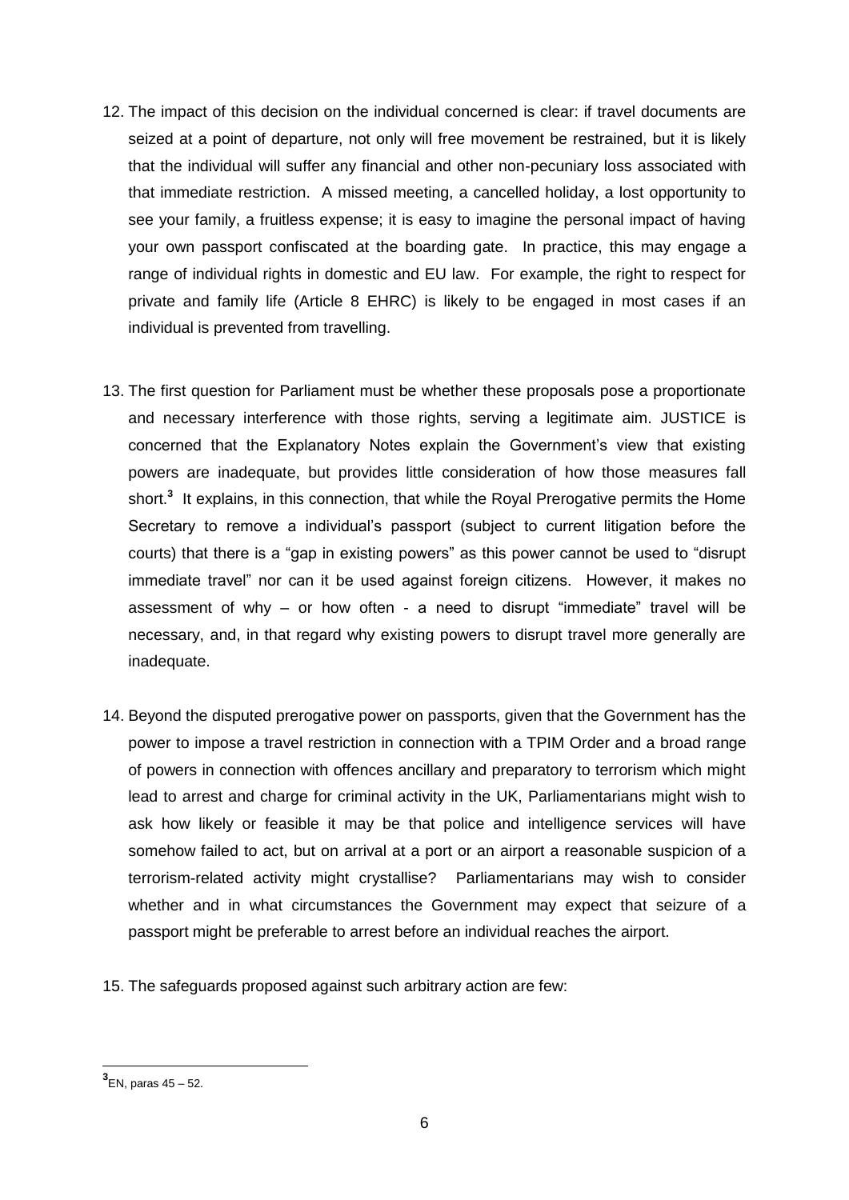12. The impact of this decision on the individual concerned is clear: if travel documents are seized at a point of departure, not only will free movement be restrained, but it is likely that the individual will suffer any financial and other non-pecuniary loss associated with that immediate restriction. A missed meeting, a cancelled holiday, a lost opportunity to see your family, a fruitless expense; it is easy to imagine the personal impact of having your own passport confiscated at the boarding gate. In practice, this may engage a range of individual rights in domestic and EU law. For example, the right to respect for private and family life (Article 8 EHRC) is likely to be engaged in most cases if an individual is prevented from travelling.

13. The first question for Parliament must be whether these proposals pose a proportionate and necessary interference with those rights, serving a legitimate aim. JUSTICE is concerned that the Explanatory Notes explain the Government's view that existing powers are inadequate, but provides little consideration of how those measures fall short.[3] It explains, in this connection, that while the Royal Prerogative permits the Home Secretary to remove a individual's passport (subject to current litigation before the courts) that there is a "gap in existing powers" as this power cannot be used to "disrupt immediate travel" nor can it be used against foreign citizens. However, it makes no assessment of why – or how often - a need to disrupt "immediate" travel will be necessary, and, in that regard why existing powers to disrupt travel more generally are inadequate.

14. Beyond the disputed prerogative power on passports, given that the Government has the power to impose a travel restriction in connection with a TPIM Order and a broad range of powers in connection with offences ancillary and preparatory to terrorism which might lead to arrest and charge for criminal activity in the UK, Parliamentarians might wish to ask how likely or feasible it may be that police and intelligence services will have somehow failed to act, but on arrival at a port or an airport a reasonable suspicion of a terrorism-related activity might crystallise? Parliamentarians may wish to consider whether and in what circumstances the Government may expect that seizure of a passport might be preferable to arrest before an individual reaches the airport.

15. The safeguards proposed against such arbitrary action are few:

---

[3] EN, paras 45 – 52.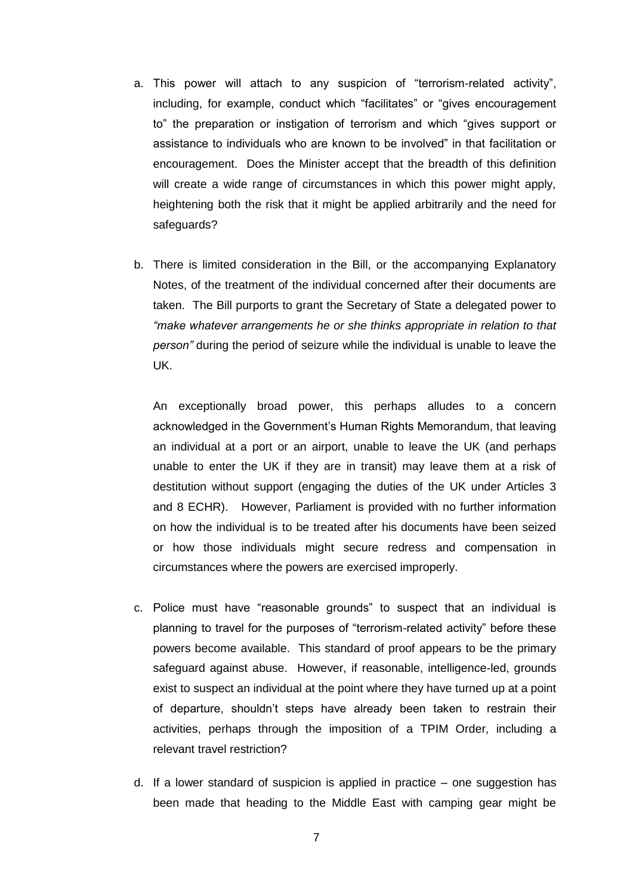a. This power will attach to any suspicion of "terrorism-related activity", including, for example, conduct which "facilitates" or "gives encouragement to" the preparation or instigation of terrorism and which "gives support or assistance to individuals who are known to be involved" in that facilitation or encouragement. Does the Minister accept that the breadth of this definition will create a wide range of circumstances in which this power might apply, heightening both the risk that it might be applied arbitrarily and the need for safeguards?

b. There is limited consideration in the Bill, or the accompanying Explanatory Notes, of the treatment of the individual concerned after their documents are taken. The Bill purports to grant the Secretary of State a delegated power to *"make whatever arrangements he or she thinks appropriate in relation to that person"* during the period of seizure while the individual is unable to leave the UK.

   An exceptionally broad power, this perhaps alludes to a concern acknowledged in the Government's Human Rights Memorandum, that leaving an individual at a port or an airport, unable to leave the UK (and perhaps unable to enter the UK if they are in transit) may leave them at a risk of destitution without support (engaging the duties of the UK under Articles 3 and 8 ECHR). However, Parliament is provided with no further information on how the individual is to be treated after his documents have been seized or how those individuals might secure redress and compensation in circumstances where the powers are exercised improperly.

c. Police must have "reasonable grounds" to suspect that an individual is planning to travel for the purposes of "terrorism-related activity" before these powers become available. This standard of proof appears to be the primary safeguard against abuse. However, if reasonable, intelligence-led, grounds exist to suspect an individual at the point where they have turned up at a point of departure, shouldn't steps have already been taken to restrain their activities, perhaps through the imposition of a TPIM Order, including a relevant travel restriction?

d. If a lower standard of suspicion is applied in practice – one suggestion has been made that heading to the Middle East with camping gear might be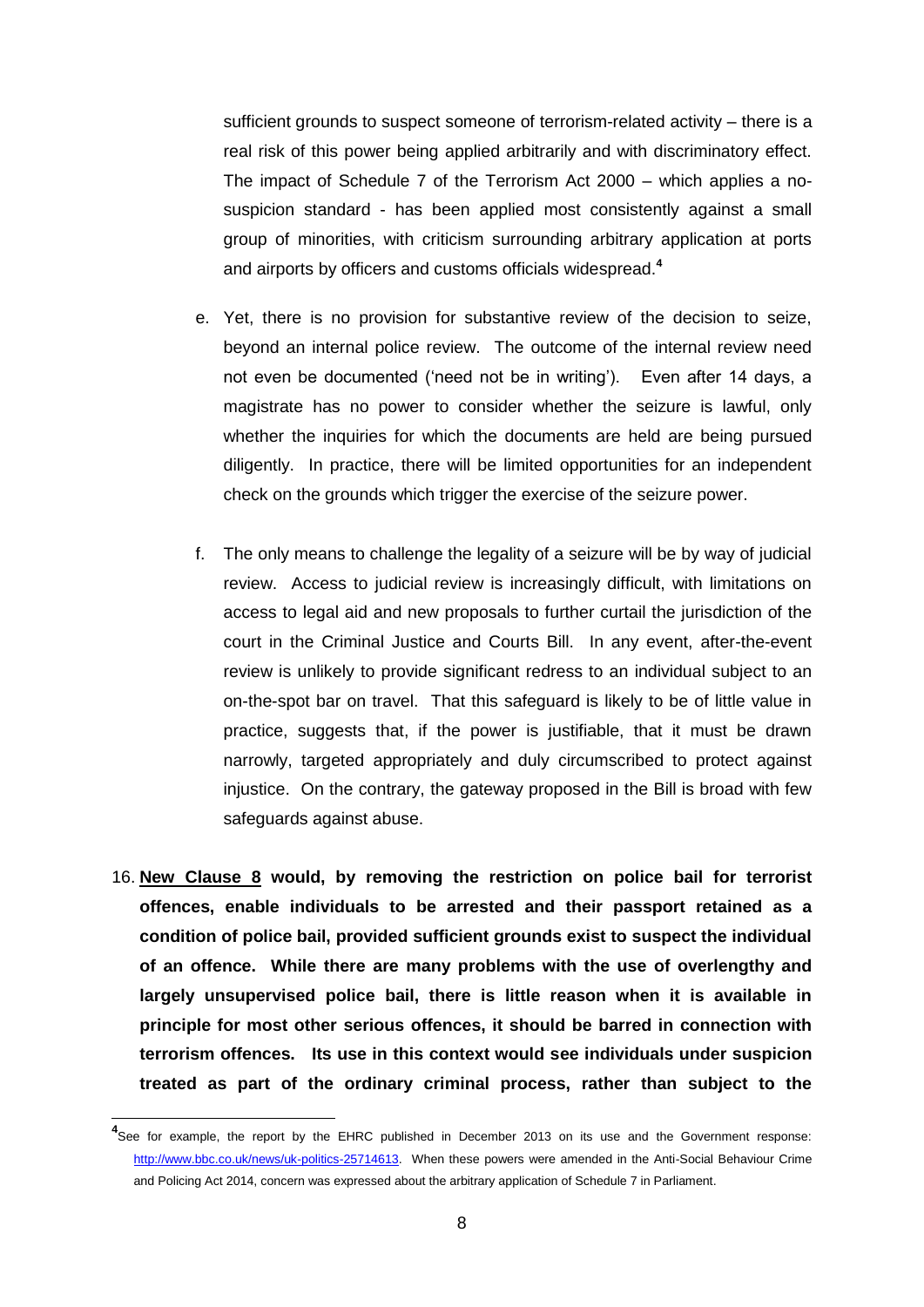sufficient grounds to suspect someone of terrorism-related activity – there is a real risk of this power being applied arbitrarily and with discriminatory effect. The impact of Schedule 7 of the Terrorism Act 2000 – which applies a no-suspicion standard - has been applied most consistently against a small group of minorities, with criticism surrounding arbitrary application at ports and airports by officers and customs officials widespread.[4]

e. Yet, there is no provision for substantive review of the decision to seize, beyond an internal police review. The outcome of the internal review need not even be documented ('need not be in writing'). Even after 14 days, a magistrate has no power to consider whether the seizure is lawful, only whether the inquiries for which the documents are held are being pursued diligently. In practice, there will be limited opportunities for an independent check on the grounds which trigger the exercise of the seizure power.

f. The only means to challenge the legality of a seizure will be by way of judicial review. Access to judicial review is increasingly difficult, with limitations on access to legal aid and new proposals to further curtail the jurisdiction of the court in the Criminal Justice and Courts Bill. In any event, after-the-event review is unlikely to provide significant redress to an individual subject to an on-the-spot bar on travel. That this safeguard is likely to be of little value in practice, suggests that, if the power is justifiable, that it must be drawn narrowly, targeted appropriately and duly circumscribed to protect against injustice. On the contrary, the gateway proposed in the Bill is broad with few safeguards against abuse.

16. **New Clause 8 would, by removing the restriction on police bail for terrorist offences, enable individuals to be arrested and their passport retained as a condition of police bail, provided sufficient grounds exist to suspect the individual of an offence. While there are many problems with the use of overlengthy and largely unsupervised police bail, there is little reason when it is available in principle for most other serious offences, it should be barred in connection with terrorism offences. Its use in this context would see individuals under suspicion treated as part of the ordinary criminal process, rather than subject to the**

---

[4] See for example, the report by the EHRC published in December 2013 on its use and the Government response: http://www.bbc.co.uk/news/uk-politics-25714613. When these powers were amended in the Anti-Social Behaviour Crime and Policing Act 2014, concern was expressed about the arbitrary application of Schedule 7 in Parliament.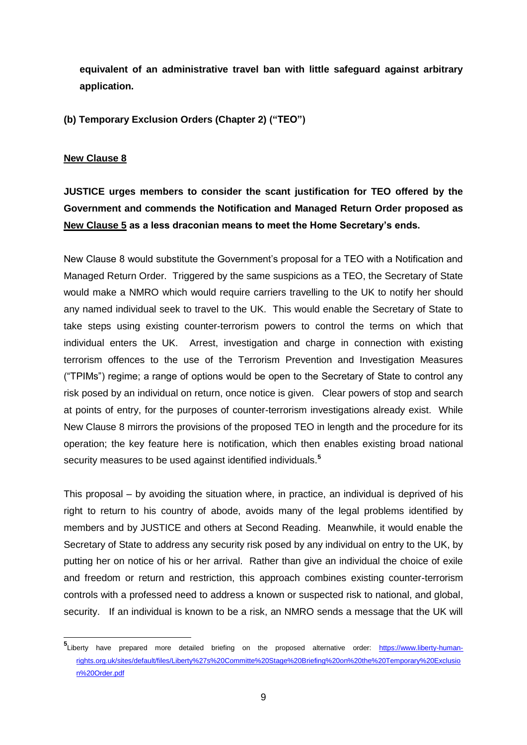**equivalent of an administrative travel ban with little safeguard against arbitrary application.**

**(b) Temporary Exclusion Orders (Chapter 2) ("TEO")**

**New Clause 8**

**JUSTICE urges members to consider the scant justification for TEO offered by the Government and commends the Notification and Managed Return Order proposed as New Clause 5 as a less draconian means to meet the Home Secretary's ends.**

New Clause 8 would substitute the Government's proposal for a TEO with a Notification and Managed Return Order. Triggered by the same suspicions as a TEO, the Secretary of State would make a NMRO which would require carriers travelling to the UK to notify her should any named individual seek to travel to the UK. This would enable the Secretary of State to take steps using existing counter-terrorism powers to control the terms on which that individual enters the UK. Arrest, investigation and charge in connection with existing terrorism offences to the use of the Terrorism Prevention and Investigation Measures ("TPIMs") regime; a range of options would be open to the Secretary of State to control any risk posed by an individual on return, once notice is given. Clear powers of stop and search at points of entry, for the purposes of counter-terrorism investigations already exist. While New Clause 8 mirrors the provisions of the proposed TEO in length and the procedure for its operation; the key feature here is notification, which then enables existing broad national security measures to be used against identified individuals.[5]

This proposal – by avoiding the situation where, in practice, an individual is deprived of his right to return to his country of abode, avoids many of the legal problems identified by members and by JUSTICE and others at Second Reading. Meanwhile, it would enable the Secretary of State to address any security risk posed by any individual on entry to the UK, by putting her on notice of his or her arrival. Rather than give an individual the choice of exile and freedom or return and restriction, this approach combines existing counter-terrorism controls with a professed need to address a known or suspected risk to national, and global, security. If an individual is known to be a risk, an NMRO sends a message that the UK will

---

[5] Liberty have prepared more detailed briefing on the proposed alternative order: https://www.liberty-human-rights.org.uk/sites/default/files/Liberty%27s%20Committe%20Stage%20Briefing%20on%20the%20Temporary%20Exclusion%20Order.pdf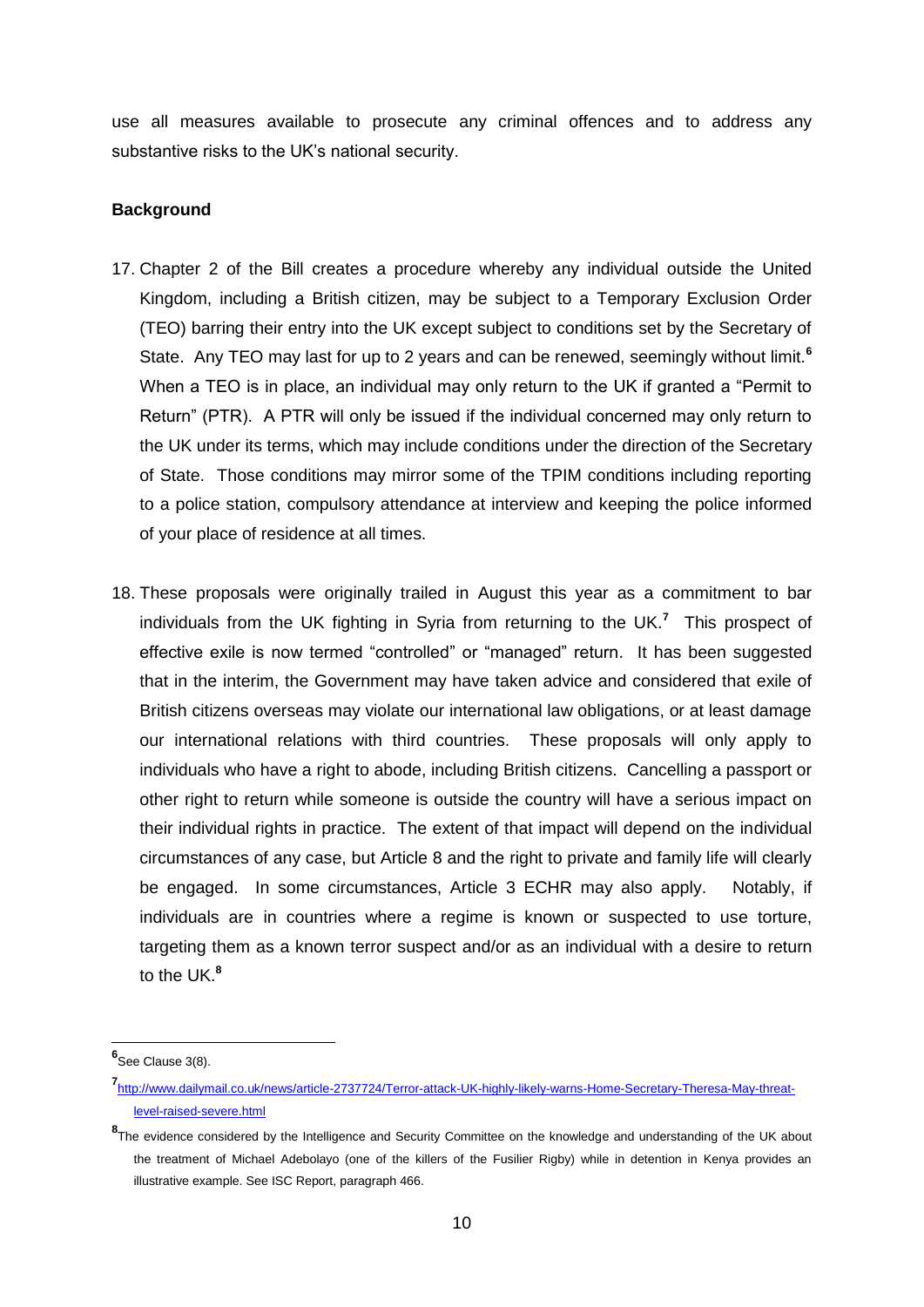use all measures available to prosecute any criminal offences and to address any substantive risks to the UK's national security.

**Background**

17. Chapter 2 of the Bill creates a procedure whereby any individual outside the United Kingdom, including a British citizen, may be subject to a Temporary Exclusion Order (TEO) barring their entry into the UK except subject to conditions set by the Secretary of State. Any TEO may last for up to 2 years and can be renewed, seemingly without limit.[6] When a TEO is in place, an individual may only return to the UK if granted a "Permit to Return" (PTR). A PTR will only be issued if the individual concerned may only return to the UK under its terms, which may include conditions under the direction of the Secretary of State. Those conditions may mirror some of the TPIM conditions including reporting to a police station, compulsory attendance at interview and keeping the police informed of your place of residence at all times.

18. These proposals were originally trailed in August this year as a commitment to bar individuals from the UK fighting in Syria from returning to the UK.[7] This prospect of effective exile is now termed "controlled" or "managed" return. It has been suggested that in the interim, the Government may have taken advice and considered that exile of British citizens overseas may violate our international law obligations, or at least damage our international relations with third countries. These proposals will only apply to individuals who have a right to abode, including British citizens. Cancelling a passport or other right to return while someone is outside the country will have a serious impact on their individual rights in practice. The extent of that impact will depend on the individual circumstances of any case, but Article 8 and the right to private and family life will clearly be engaged. In some circumstances, Article 3 ECHR may also apply. Notably, if individuals are in countries where a regime is known or suspected to use torture, targeting them as a known terror suspect and/or as an individual with a desire to return to the UK.[8]

---

[6] See Clause 3(8).

[7] http://www.dailymail.co.uk/news/article-2737724/Terror-attack-UK-highly-likely-warns-Home-Secretary-Theresa-May-threat-level-raised-severe.html

[8] The evidence considered by the Intelligence and Security Committee on the knowledge and understanding of the UK about the treatment of Michael Adebolayo (one of the killers of the Fusilier Rigby) while in detention in Kenya provides an illustrative example. See ISC Report, paragraph 466.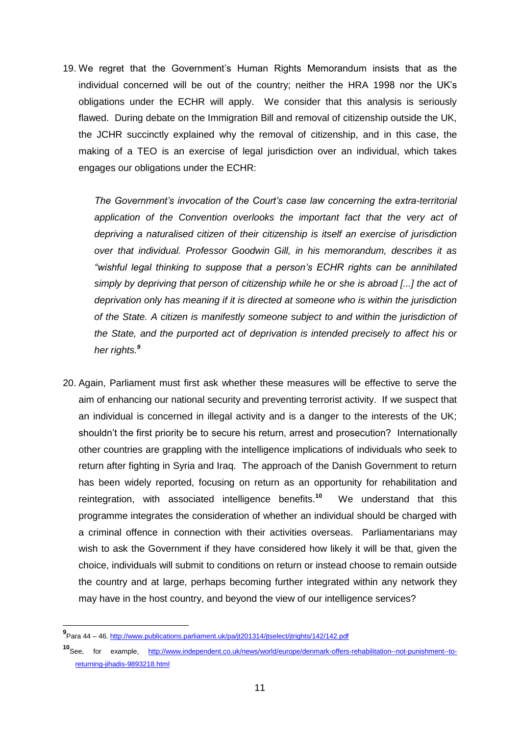19. We regret that the Government's Human Rights Memorandum insists that as the individual concerned will be out of the country; neither the HRA 1998 nor the UK's obligations under the ECHR will apply. We consider that this analysis is seriously flawed. During debate on the Immigration Bill and removal of citizenship outside the UK, the JCHR succinctly explained why the removal of citizenship, and in this case, the making of a TEO is an exercise of legal jurisdiction over an individual, which takes engages our obligations under the ECHR:

    *The Government's invocation of the Court's case law concerning the extra-territorial application of the Convention overlooks the important fact that the very act of depriving a naturalised citizen of their citizenship is itself an exercise of jurisdiction over that individual. Professor Goodwin Gill, in his memorandum, describes it as "wishful legal thinking to suppose that a person's ECHR rights can be annihilated simply by depriving that person of citizenship while he or she is abroad [...] the act of deprivation only has meaning if it is directed at someone who is within the jurisdiction of the State. A citizen is manifestly someone subject to and within the jurisdiction of the State, and the purported act of deprivation is intended precisely to affect his or her rights.*[9]

20. Again, Parliament must first ask whether these measures will be effective to serve the aim of enhancing our national security and preventing terrorist activity. If we suspect that an individual is concerned in illegal activity and is a danger to the interests of the UK; shouldn't the first priority be to secure his return, arrest and prosecution? Internationally other countries are grappling with the intelligence implications of individuals who seek to return after fighting in Syria and Iraq. The approach of the Danish Government to return has been widely reported, focusing on return as an opportunity for rehabilitation and reintegration, with associated intelligence benefits.[10] We understand that this programme integrates the consideration of whether an individual should be charged with a criminal offence in connection with their activities overseas. Parliamentarians may wish to ask the Government if they have considered how likely it will be that, given the choice, individuals will submit to conditions on return or instead choose to remain outside the country and at large, perhaps becoming further integrated within any network they may have in the host country, and beyond the view of our intelligence services?

---

[9] Para 44 – 46. http://www.publications.parliament.uk/pa/jt201314/jtselect/jtrights/142/142.pdf

[10] See, for example, http://www.independent.co.uk/news/world/europe/denmark-offers-rehabilitation--not-punishment--to-returning-jihadis-9893218.html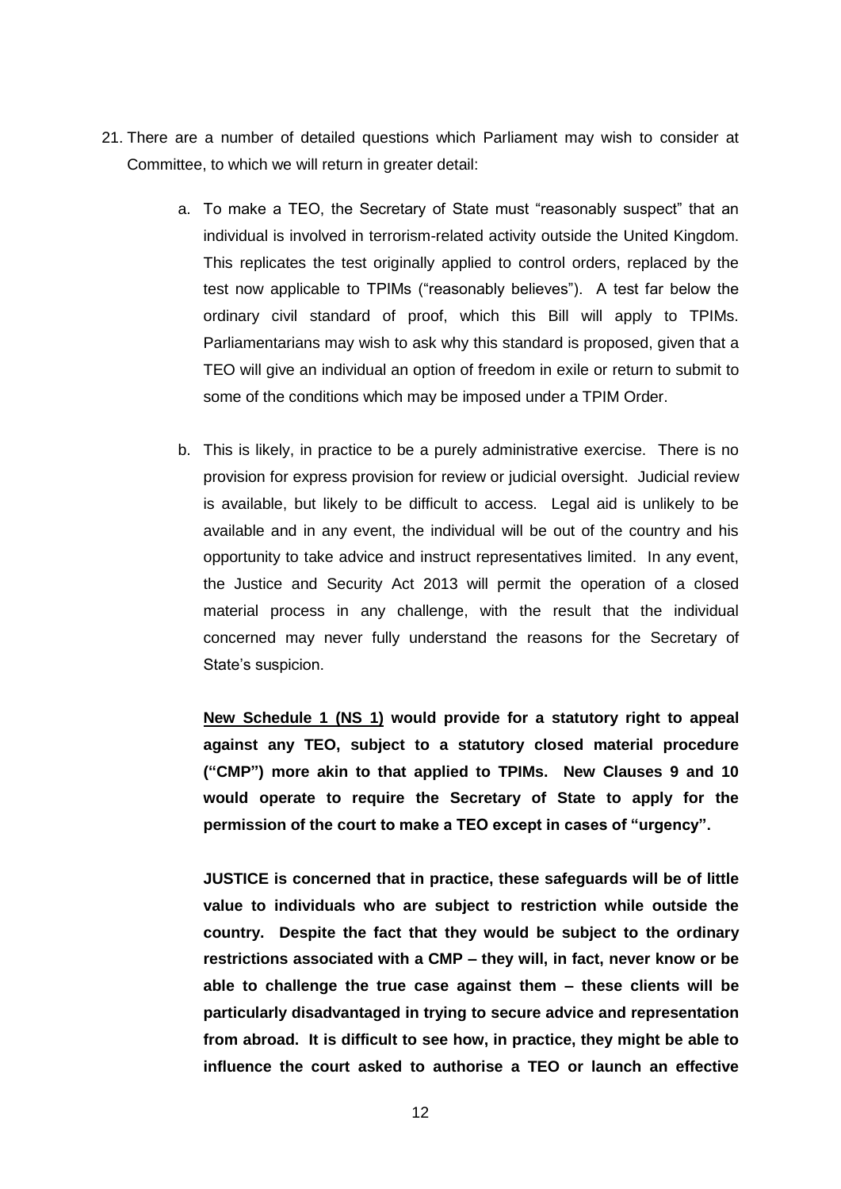21. There are a number of detailed questions which Parliament may wish to consider at Committee, to which we will return in greater detail:

    a. To make a TEO, the Secretary of State must "reasonably suspect" that an individual is involved in terrorism-related activity outside the United Kingdom. This replicates the test originally applied to control orders, replaced by the test now applicable to TPIMs ("reasonably believes"). A test far below the ordinary civil standard of proof, which this Bill will apply to TPIMs. Parliamentarians may wish to ask why this standard is proposed, given that a TEO will give an individual an option of freedom in exile or return to submit to some of the conditions which may be imposed under a TPIM Order.

    b. This is likely, in practice to be a purely administrative exercise. There is no provision for express provision for review or judicial oversight. Judicial review is available, but likely to be difficult to access. Legal aid is unlikely to be available and in any event, the individual will be out of the country and his opportunity to take advice and instruct representatives limited. In any event, the Justice and Security Act 2013 will permit the operation of a closed material process in any challenge, with the result that the individual concerned may never fully understand the reasons for the Secretary of State's suspicion.

       **<u>New Schedule 1 (NS 1)</u> would provide for a statutory right to appeal against any TEO, subject to a statutory closed material procedure ("CMP") more akin to that applied to TPIMs. New Clauses 9 and 10 would operate to require the Secretary of State to apply for the permission of the court to make a TEO except in cases of "urgency".**

       **JUSTICE is concerned that in practice, these safeguards will be of little value to individuals who are subject to restriction while outside the country. Despite the fact that they would be subject to the ordinary restrictions associated with a CMP – they will, in fact, never know or be able to challenge the true case against them – these clients will be particularly disadvantaged in trying to secure advice and representation from abroad. It is difficult to see how, in practice, they might be able to influence the court asked to authorise a TEO or launch an effective**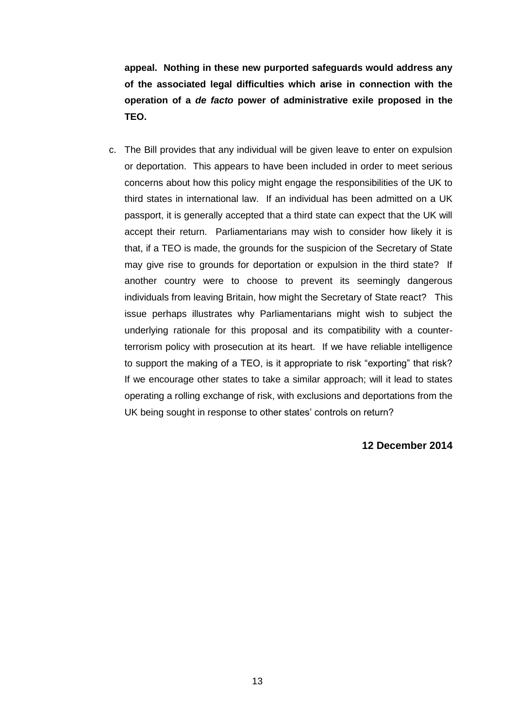**appeal. Nothing in these new purported safeguards would address any of the associated legal difficulties which arise in connection with the operation of a *de facto* power of administrative exile proposed in the TEO.**

c. The Bill provides that any individual will be given leave to enter on expulsion or deportation. This appears to have been included in order to meet serious concerns about how this policy might engage the responsibilities of the UK to third states in international law. If an individual has been admitted on a UK passport, it is generally accepted that a third state can expect that the UK will accept their return. Parliamentarians may wish to consider how likely it is that, if a TEO is made, the grounds for the suspicion of the Secretary of State may give rise to grounds for deportation or expulsion in the third state? If another country were to choose to prevent its seemingly dangerous individuals from leaving Britain, how might the Secretary of State react? This issue perhaps illustrates why Parliamentarians might wish to subject the underlying rationale for this proposal and its compatibility with a counter-terrorism policy with prosecution at its heart. If we have reliable intelligence to support the making of a TEO, is it appropriate to risk "exporting" that risk? If we encourage other states to take a similar approach; will it lead to states operating a rolling exchange of risk, with exclusions and deportations from the UK being sought in response to other states' controls on return?

**12 December 2014**